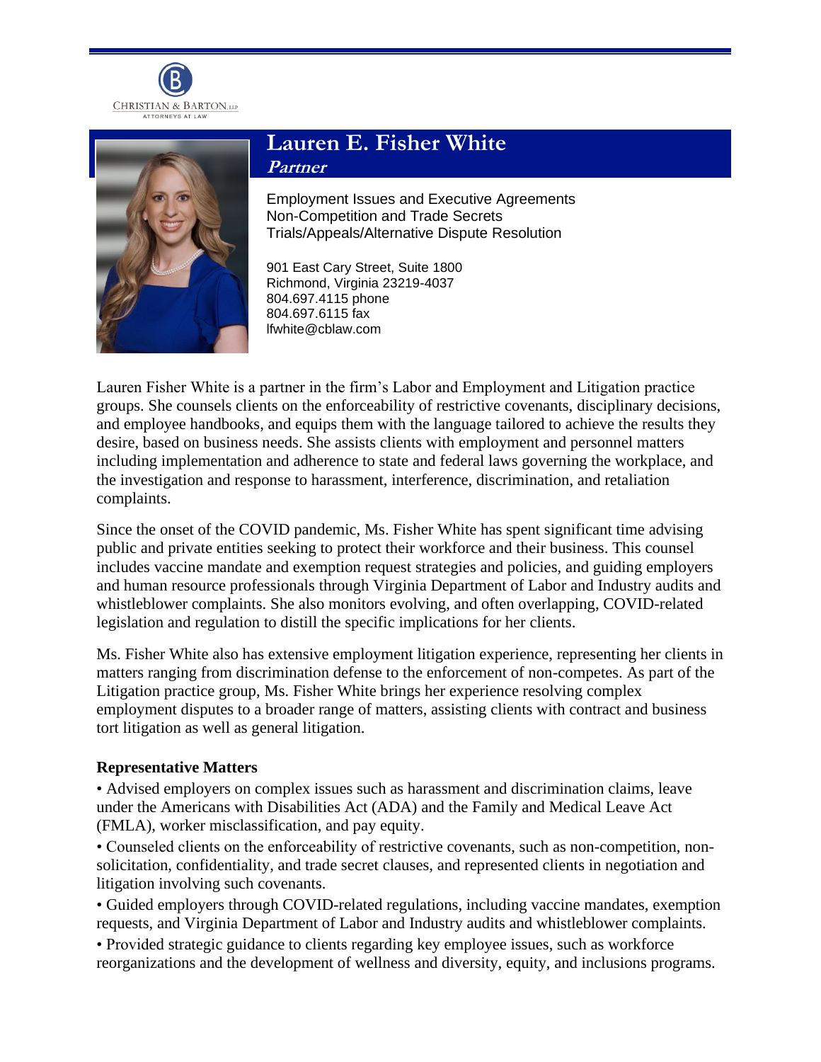CHRISTIAN & BARTON, LLP
ATTORNEYS AT LAW

# Lauren E. Fisher White

***Partner***

Employment Issues and Executive Agreements
Non-Competition and Trade Secrets
Trials/Appeals/Alternative Dispute Resolution

901 East Cary Street, Suite 1800
Richmond, Virginia 23219-4037
804.697.4115 phone
804.697.6115 fax
lfwhite@cblaw.com

Lauren Fisher White is a partner in the firm's Labor and Employment and Litigation practice groups. She counsels clients on the enforceability of restrictive covenants, disciplinary decisions, and employee handbooks, and equips them with the language tailored to achieve the results they desire, based on business needs. She assists clients with employment and personnel matters including implementation and adherence to state and federal laws governing the workplace, and the investigation and response to harassment, interference, discrimination, and retaliation complaints.

Since the onset of the COVID pandemic, Ms. Fisher White has spent significant time advising public and private entities seeking to protect their workforce and their business. This counsel includes vaccine mandate and exemption request strategies and policies, and guiding employers and human resource professionals through Virginia Department of Labor and Industry audits and whistleblower complaints. She also monitors evolving, and often overlapping, COVID-related legislation and regulation to distill the specific implications for her clients.

Ms. Fisher White also has extensive employment litigation experience, representing her clients in matters ranging from discrimination defense to the enforcement of non-competes. As part of the Litigation practice group, Ms. Fisher White brings her experience resolving complex employment disputes to a broader range of matters, assisting clients with contract and business tort litigation as well as general litigation.

**Representative Matters**

- Advised employers on complex issues such as harassment and discrimination claims, leave under the Americans with Disabilities Act (ADA) and the Family and Medical Leave Act (FMLA), worker misclassification, and pay equity.
- Counseled clients on the enforceability of restrictive covenants, such as non-competition, non-solicitation, confidentiality, and trade secret clauses, and represented clients in negotiation and litigation involving such covenants.
- Guided employers through COVID-related regulations, including vaccine mandates, exemption requests, and Virginia Department of Labor and Industry audits and whistleblower complaints.
- Provided strategic guidance to clients regarding key employee issues, such as workforce reorganizations and the development of wellness and diversity, equity, and inclusions programs.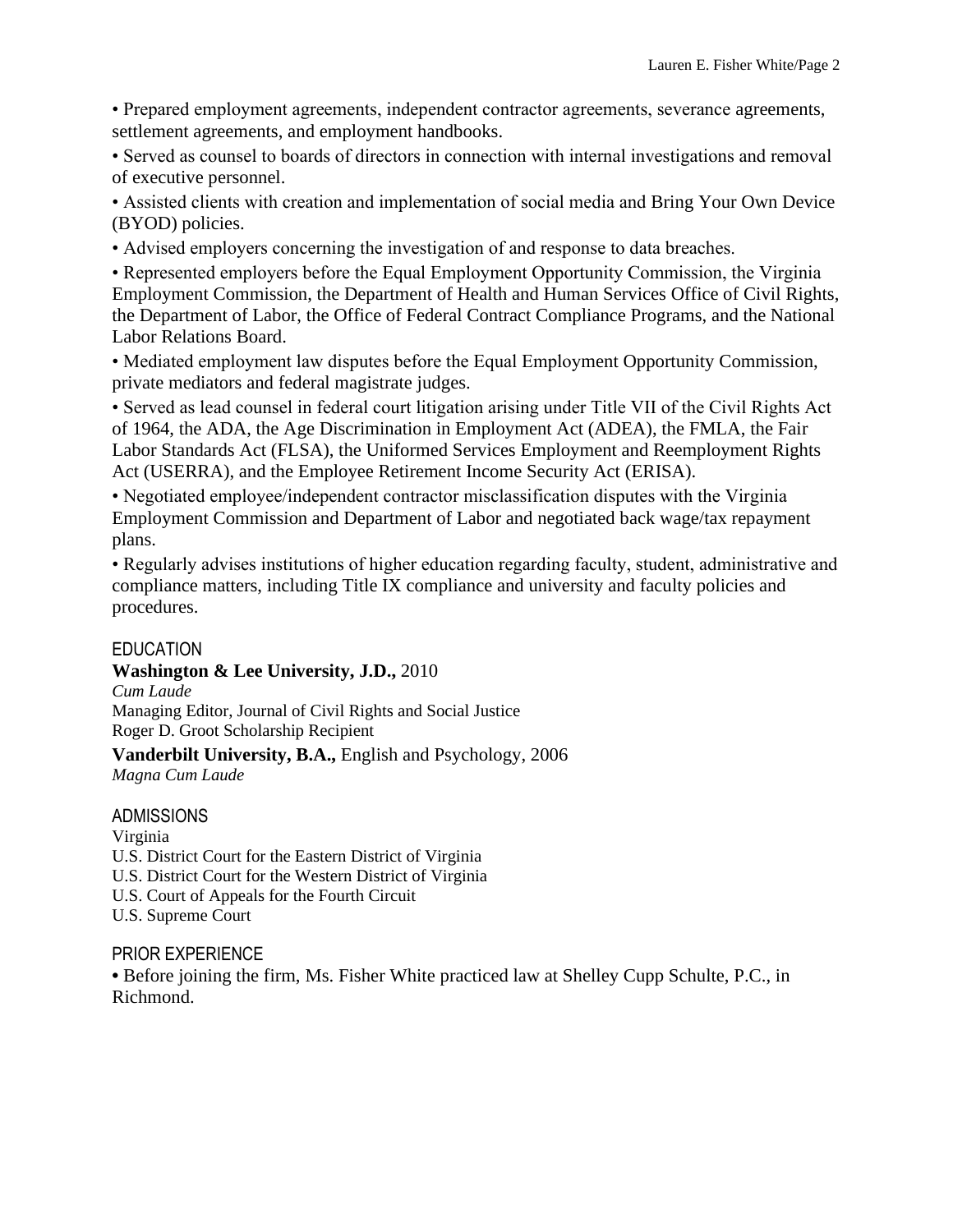• Prepared employment agreements, independent contractor agreements, severance agreements, settlement agreements, and employment handbooks.

• Served as counsel to boards of directors in connection with internal investigations and removal of executive personnel.

• Assisted clients with creation and implementation of social media and Bring Your Own Device (BYOD) policies.

• Advised employers concerning the investigation of and response to data breaches.

• Represented employers before the Equal Employment Opportunity Commission, the Virginia Employment Commission, the Department of Health and Human Services Office of Civil Rights, the Department of Labor, the Office of Federal Contract Compliance Programs, and the National Labor Relations Board.

• Mediated employment law disputes before the Equal Employment Opportunity Commission, private mediators and federal magistrate judges.

• Served as lead counsel in federal court litigation arising under Title VII of the Civil Rights Act of 1964, the ADA, the Age Discrimination in Employment Act (ADEA), the FMLA, the Fair Labor Standards Act (FLSA), the Uniformed Services Employment and Reemployment Rights Act (USERRA), and the Employee Retirement Income Security Act (ERISA).

• Negotiated employee/independent contractor misclassification disputes with the Virginia Employment Commission and Department of Labor and negotiated back wage/tax repayment plans.

• Regularly advises institutions of higher education regarding faculty, student, administrative and compliance matters, including Title IX compliance and university and faculty policies and procedures.

## EDUCATION

**Washington & Lee University, J.D.,** 2010
*Cum Laude*
Managing Editor, Journal of Civil Rights and Social Justice
Roger D. Groot Scholarship Recipient

**Vanderbilt University, B.A.,** English and Psychology, 2006
*Magna Cum Laude*

## ADMISSIONS

Virginia
U.S. District Court for the Eastern District of Virginia
U.S. District Court for the Western District of Virginia
U.S. Court of Appeals for the Fourth Circuit
U.S. Supreme Court

## PRIOR EXPERIENCE

• Before joining the firm, Ms. Fisher White practiced law at Shelley Cupp Schulte, P.C., in Richmond.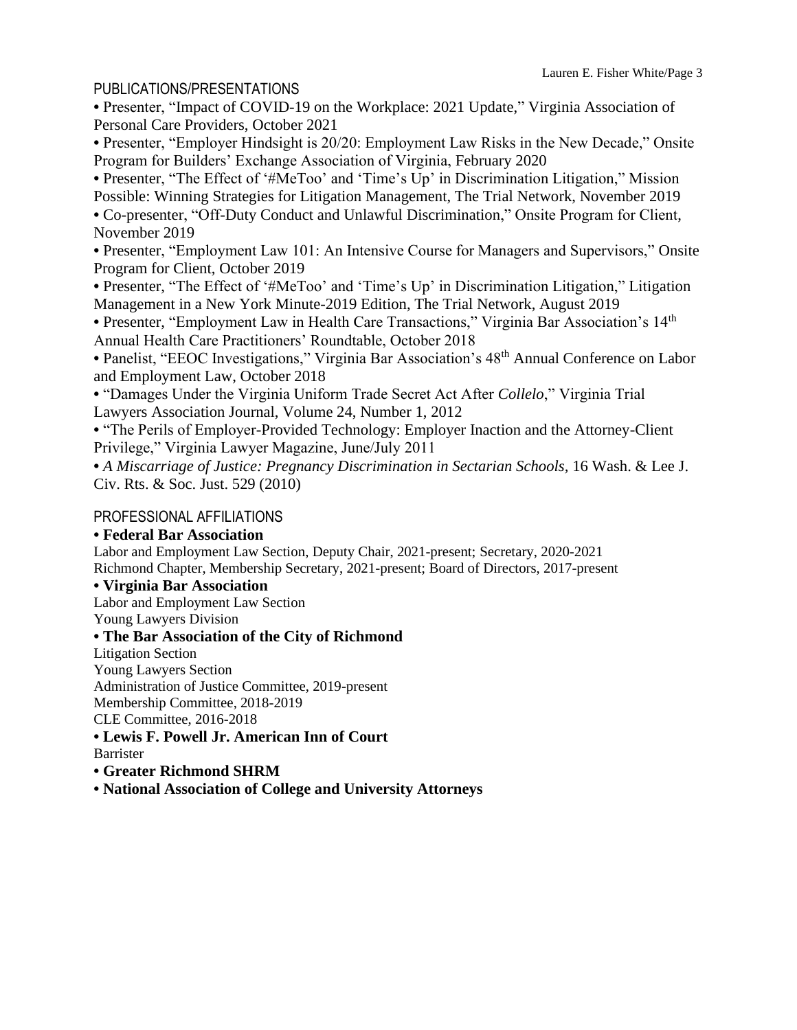## PUBLICATIONS/PRESENTATIONS

- Presenter, "Impact of COVID-19 on the Workplace: 2021 Update," Virginia Association of Personal Care Providers, October 2021
- Presenter, "Employer Hindsight is 20/20: Employment Law Risks in the New Decade," Onsite Program for Builders' Exchange Association of Virginia, February 2020
- Presenter, "The Effect of '#MeToo' and 'Time's Up' in Discrimination Litigation," Mission Possible: Winning Strategies for Litigation Management, The Trial Network, November 2019
- Co-presenter, "Off-Duty Conduct and Unlawful Discrimination," Onsite Program for Client, November 2019
- Presenter, "Employment Law 101: An Intensive Course for Managers and Supervisors," Onsite Program for Client, October 2019
- Presenter, "The Effect of '#MeToo' and 'Time's Up' in Discrimination Litigation," Litigation Management in a New York Minute-2019 Edition, The Trial Network, August 2019
- Presenter, "Employment Law in Health Care Transactions," Virginia Bar Association's 14th Annual Health Care Practitioners' Roundtable, October 2018
- Panelist, "EEOC Investigations," Virginia Bar Association's 48th Annual Conference on Labor and Employment Law, October 2018
- "Damages Under the Virginia Uniform Trade Secret Act After *Collelo*," Virginia Trial Lawyers Association Journal, Volume 24, Number 1, 2012
- "The Perils of Employer-Provided Technology: Employer Inaction and the Attorney-Client Privilege," Virginia Lawyer Magazine, June/July 2011
- *A Miscarriage of Justice: Pregnancy Discrimination in Sectarian Schools*, 16 Wash. & Lee J. Civ. Rts. & Soc. Just. 529 (2010)

## PROFESSIONAL AFFILIATIONS

- **Federal Bar Association**

  Labor and Employment Law Section, Deputy Chair, 2021-present; Secretary, 2020-2021
  Richmond Chapter, Membership Secretary, 2021-present; Board of Directors, 2017-present

- **Virginia Bar Association**

  Labor and Employment Law Section
  Young Lawyers Division

- **The Bar Association of the City of Richmond**

  Litigation Section
  Young Lawyers Section
  Administration of Justice Committee, 2019-present
  Membership Committee, 2018-2019
  CLE Committee, 2016-2018

- **Lewis F. Powell Jr. American Inn of Court**

  Barrister

- **Greater Richmond SHRM**
- **National Association of College and University Attorneys**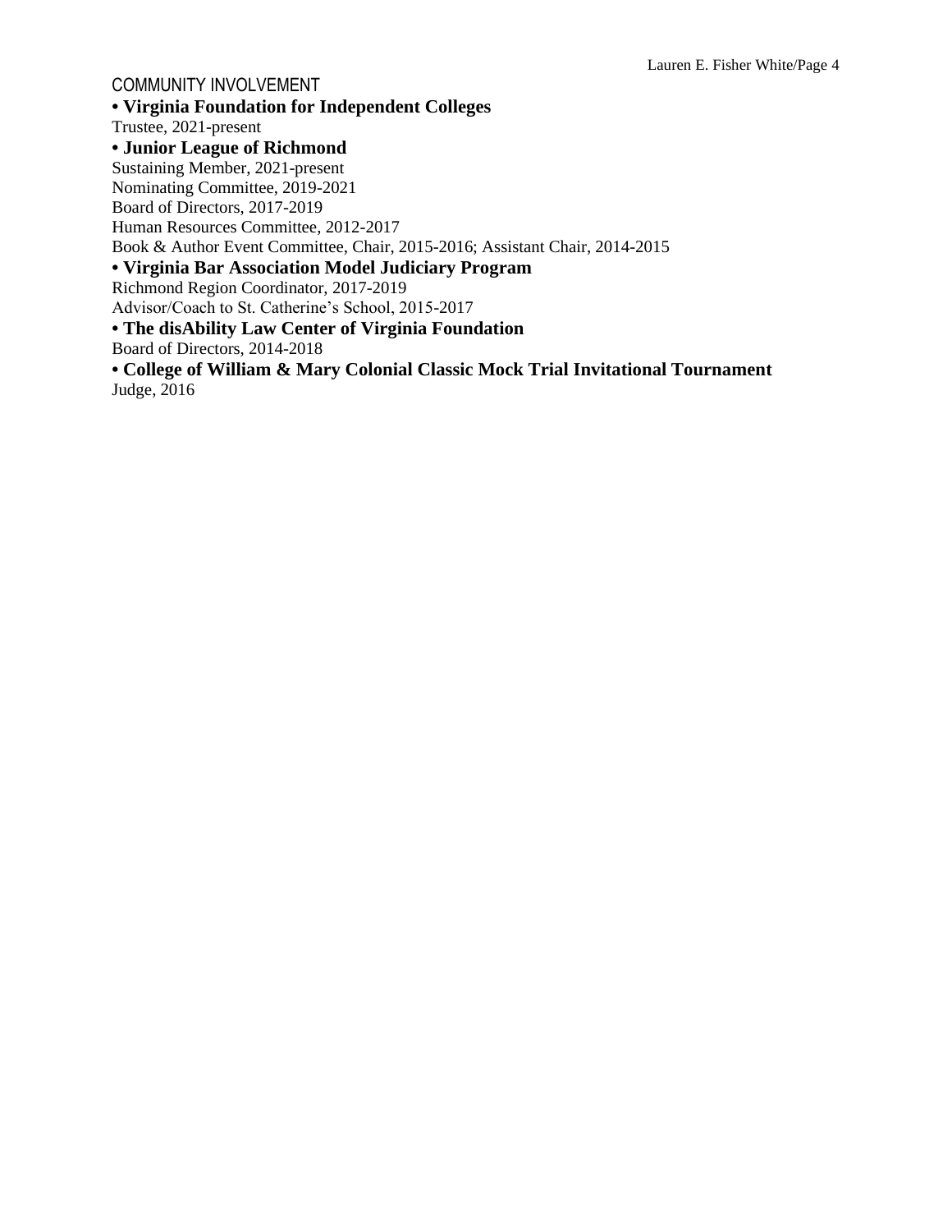## COMMUNITY INVOLVEMENT

**• Virginia Foundation for Independent Colleges**
Trustee, 2021-present

**• Junior League of Richmond**
Sustaining Member, 2021-present
Nominating Committee, 2019-2021
Board of Directors, 2017-2019
Human Resources Committee, 2012-2017
Book & Author Event Committee, Chair, 2015-2016; Assistant Chair, 2014-2015

**• Virginia Bar Association Model Judiciary Program**
Richmond Region Coordinator, 2017-2019
Advisor/Coach to St. Catherine's School, 2015-2017

**• The disAbility Law Center of Virginia Foundation**
Board of Directors, 2014-2018

**• College of William & Mary Colonial Classic Mock Trial Invitational Tournament**
Judge, 2016